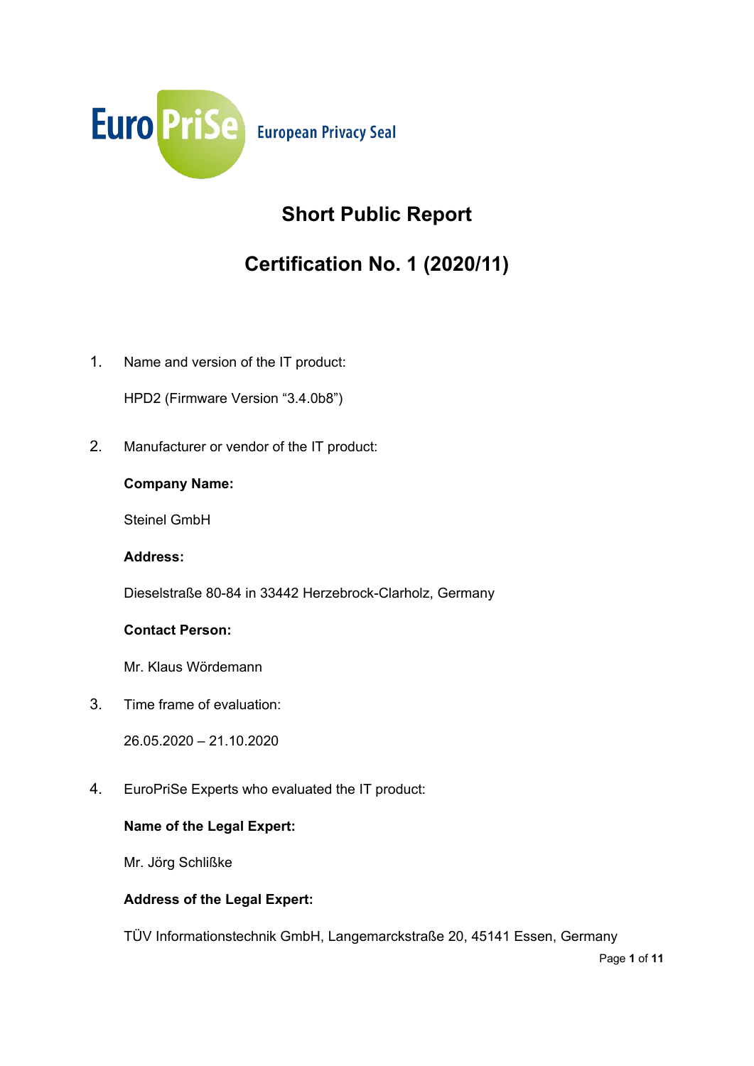EuroPriSe European Privacy Seal

# Short Public Report

## Certification No. 1 (2020/11)

1. Name and version of the IT product:

   HPD2 (Firmware Version "3.4.0b8")

2. Manufacturer or vendor of the IT product:

   **Company Name:**

   Steinel GmbH

   **Address:**

   Dieselstraße 80-84 in 33442 Herzebrock-Clarholz, Germany

   **Contact Person:**

   Mr. Klaus Wördemann

3. Time frame of evaluation:

   26.05.2020 – 21.10.2020

4. EuroPriSe Experts who evaluated the IT product:

   **Name of the Legal Expert:**

   Mr. Jörg Schlißke

   **Address of the Legal Expert:**

   TÜV Informationstechnik GmbH, Langemarckstraße 20, 45141 Essen, Germany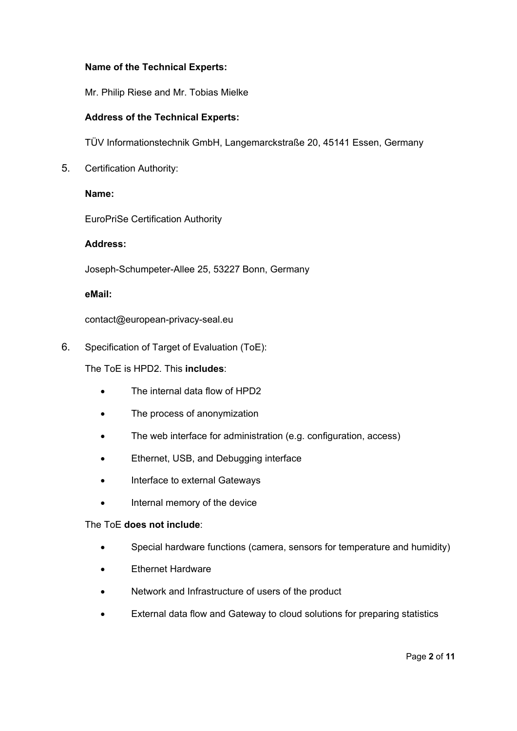**Name of the Technical Experts:**

Mr. Philip Riese and Mr. Tobias Mielke

**Address of the Technical Experts:**

TÜV Informationstechnik GmbH, Langemarckstraße 20, 45141 Essen, Germany

5. Certification Authority:

   **Name:**

   EuroPriSe Certification Authority

   **Address:**

   Joseph-Schumpeter-Allee 25, 53227 Bonn, Germany

   **eMail:**

   contact@european-privacy-seal.eu

6. Specification of Target of Evaluation (ToE):

   The ToE is HPD2. This **includes**:

   - The internal data flow of HPD2
   - The process of anonymization
   - The web interface for administration (e.g. configuration, access)
   - Ethernet, USB, and Debugging interface
   - Interface to external Gateways
   - Internal memory of the device

   The ToE **does not include**:

   - Special hardware functions (camera, sensors for temperature and humidity)
   - Ethernet Hardware
   - Network and Infrastructure of users of the product
   - External data flow and Gateway to cloud solutions for preparing statistics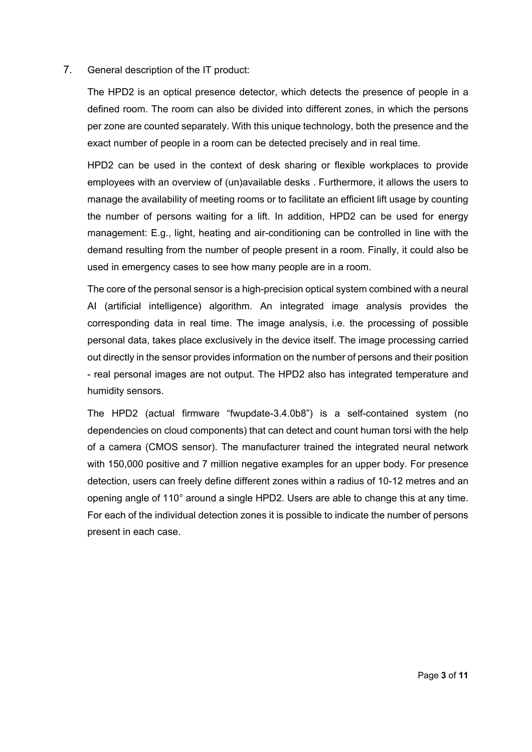7. General description of the IT product:

The HPD2 is an optical presence detector, which detects the presence of people in a defined room. The room can also be divided into different zones, in which the persons per zone are counted separately. With this unique technology, both the presence and the exact number of people in a room can be detected precisely and in real time.

HPD2 can be used in the context of desk sharing or flexible workplaces to provide employees with an overview of (un)available desks . Furthermore, it allows the users to manage the availability of meeting rooms or to facilitate an efficient lift usage by counting the number of persons waiting for a lift. In addition, HPD2 can be used for energy management: E.g., light, heating and air-conditioning can be controlled in line with the demand resulting from the number of people present in a room. Finally, it could also be used in emergency cases to see how many people are in a room.

The core of the personal sensor is a high-precision optical system combined with a neural AI (artificial intelligence) algorithm. An integrated image analysis provides the corresponding data in real time. The image analysis, i.e. the processing of possible personal data, takes place exclusively in the device itself. The image processing carried out directly in the sensor provides information on the number of persons and their position - real personal images are not output. The HPD2 also has integrated temperature and humidity sensors.

The HPD2 (actual firmware "fwupdate-3.4.0b8") is a self-contained system (no dependencies on cloud components) that can detect and count human torsi with the help of a camera (CMOS sensor). The manufacturer trained the integrated neural network with 150,000 positive and 7 million negative examples for an upper body. For presence detection, users can freely define different zones within a radius of 10-12 metres and an opening angle of 110° around a single HPD2. Users are able to change this at any time. For each of the individual detection zones it is possible to indicate the number of persons present in each case.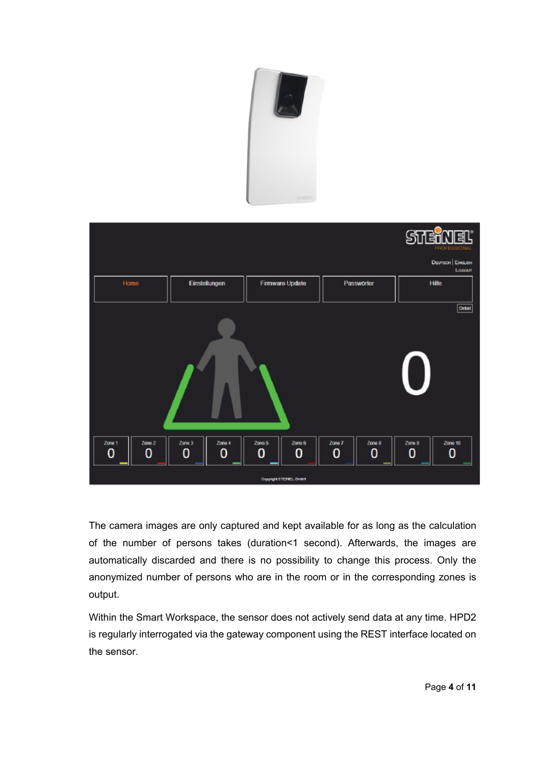The camera images are only captured and kept available for as long as the calculation of the number of persons takes (duration<1 second). Afterwards, the images are automatically discarded and there is no possibility to change this process. Only the anonymized number of persons who are in the room or in the corresponding zones is output.

Within the Smart Workspace, the sensor does not actively send data at any time. HPD2 is regularly interrogated via the gateway component using the REST interface located on the sensor.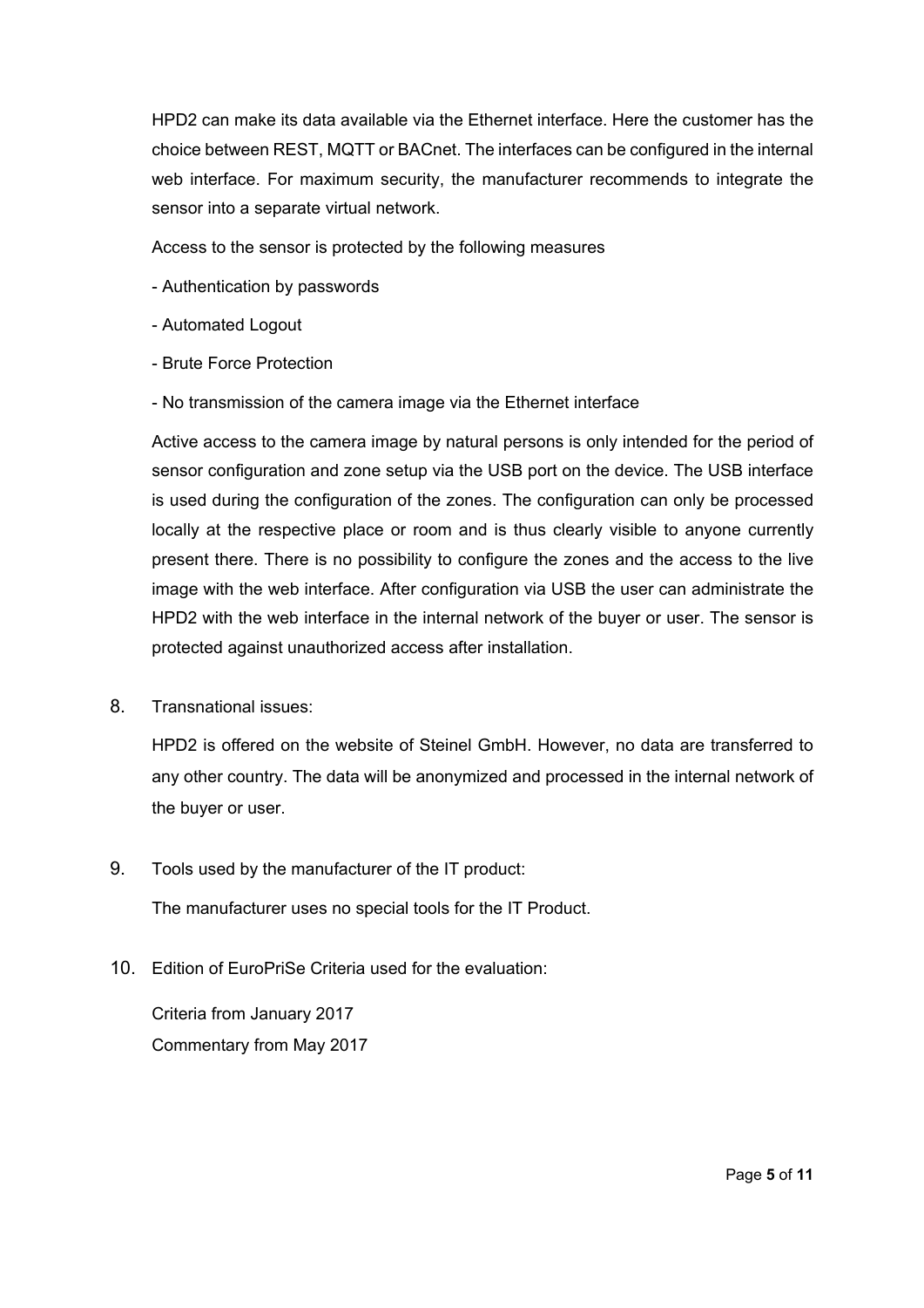HPD2 can make its data available via the Ethernet interface. Here the customer has the choice between REST, MQTT or BACnet. The interfaces can be configured in the internal web interface. For maximum security, the manufacturer recommends to integrate the sensor into a separate virtual network.

Access to the sensor is protected by the following measures

- Authentication by passwords
- Automated Logout
- Brute Force Protection
- No transmission of the camera image via the Ethernet interface

Active access to the camera image by natural persons is only intended for the period of sensor configuration and zone setup via the USB port on the device. The USB interface is used during the configuration of the zones. The configuration can only be processed locally at the respective place or room and is thus clearly visible to anyone currently present there. There is no possibility to configure the zones and the access to the live image with the web interface. After configuration via USB the user can administrate the HPD2 with the web interface in the internal network of the buyer or user. The sensor is protected against unauthorized access after installation.

8. Transnational issues:

   HPD2 is offered on the website of Steinel GmbH. However, no data are transferred to any other country. The data will be anonymized and processed in the internal network of the buyer or user.

9. Tools used by the manufacturer of the IT product:

   The manufacturer uses no special tools for the IT Product.

10. Edition of EuroPriSe Criteria used for the evaluation:

    Criteria from January 2017
    Commentary from May 2017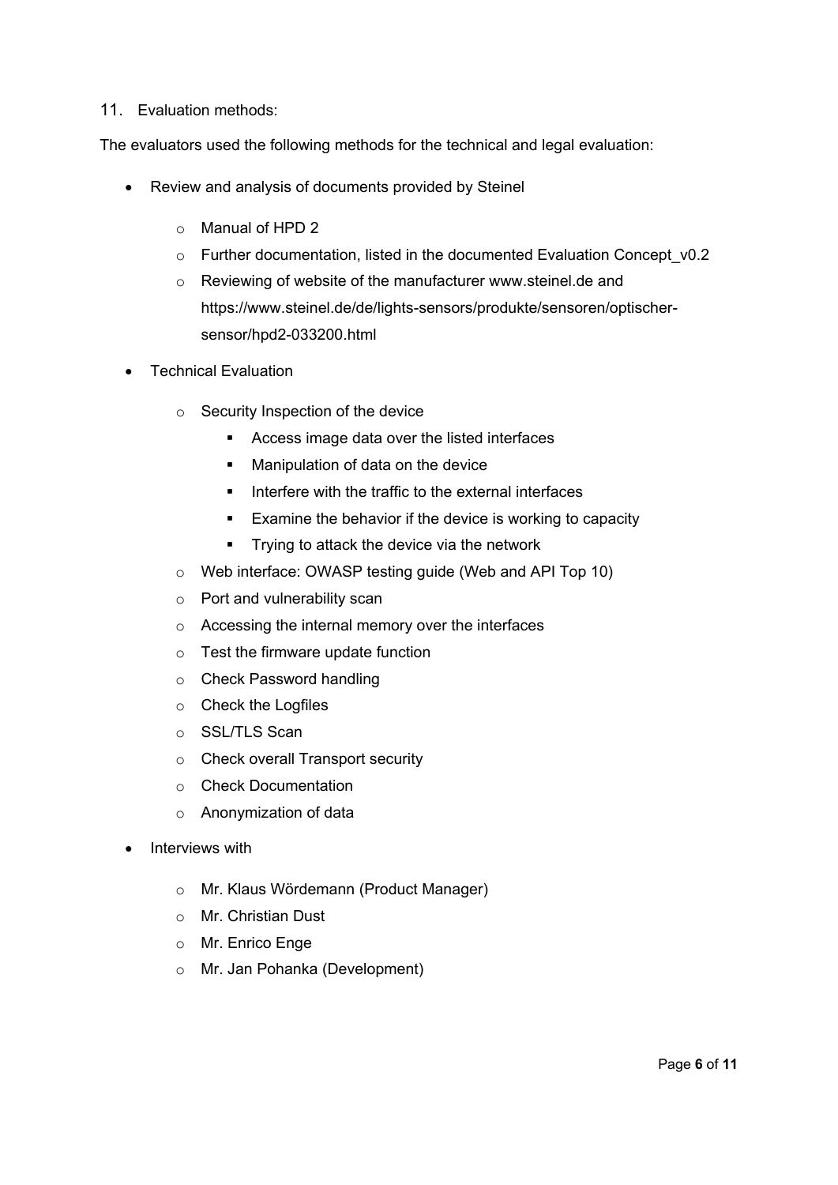## 11. Evaluation methods:

The evaluators used the following methods for the technical and legal evaluation:

- Review and analysis of documents provided by Steinel
    - Manual of HPD 2
    - Further documentation, listed in the documented Evaluation Concept_v0.2
    - Reviewing of website of the manufacturer www.steinel.de and https://www.steinel.de/de/lights-sensors/produkte/sensoren/optischer-sensor/hpd2-033200.html
- Technical Evaluation
    - Security Inspection of the device
        - Access image data over the listed interfaces
        - Manipulation of data on the device
        - Interfere with the traffic to the external interfaces
        - Examine the behavior if the device is working to capacity
        - Trying to attack the device via the network
    - Web interface: OWASP testing guide (Web and API Top 10)
    - Port and vulnerability scan
    - Accessing the internal memory over the interfaces
    - Test the firmware update function
    - Check Password handling
    - Check the Logfiles
    - SSL/TLS Scan
    - Check overall Transport security
    - Check Documentation
    - Anonymization of data
- Interviews with
    - Mr. Klaus Wördemann (Product Manager)
    - Mr. Christian Dust
    - Mr. Enrico Enge
    - Mr. Jan Pohanka (Development)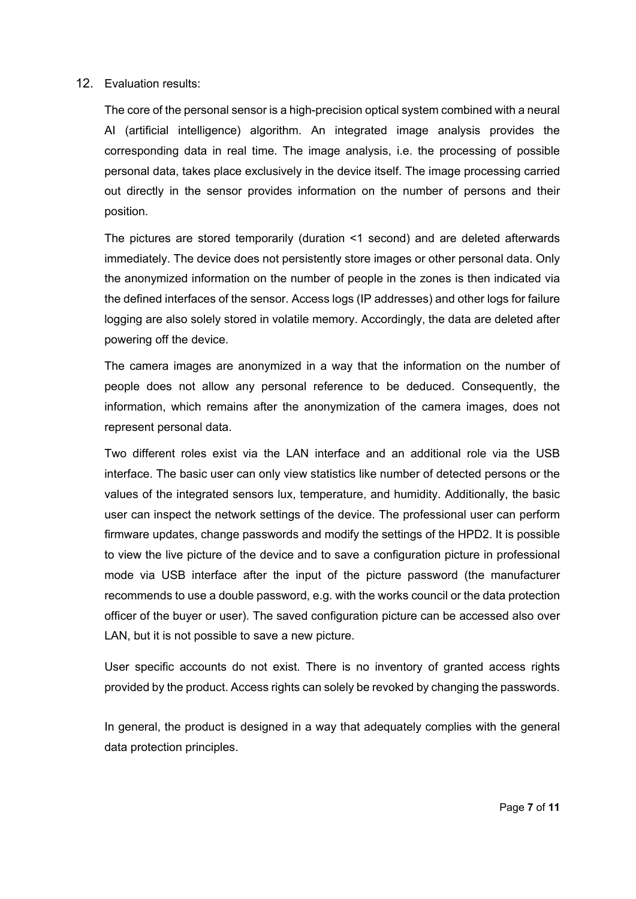12. Evaluation results:

The core of the personal sensor is a high-precision optical system combined with a neural AI (artificial intelligence) algorithm. An integrated image analysis provides the corresponding data in real time. The image analysis, i.e. the processing of possible personal data, takes place exclusively in the device itself. The image processing carried out directly in the sensor provides information on the number of persons and their position.

The pictures are stored temporarily (duration <1 second) and are deleted afterwards immediately. The device does not persistently store images or other personal data. Only the anonymized information on the number of people in the zones is then indicated via the defined interfaces of the sensor. Access logs (IP addresses) and other logs for failure logging are also solely stored in volatile memory. Accordingly, the data are deleted after powering off the device.

The camera images are anonymized in a way that the information on the number of people does not allow any personal reference to be deduced. Consequently, the information, which remains after the anonymization of the camera images, does not represent personal data.

Two different roles exist via the LAN interface and an additional role via the USB interface. The basic user can only view statistics like number of detected persons or the values of the integrated sensors lux, temperature, and humidity. Additionally, the basic user can inspect the network settings of the device. The professional user can perform firmware updates, change passwords and modify the settings of the HPD2. It is possible to view the live picture of the device and to save a configuration picture in professional mode via USB interface after the input of the picture password (the manufacturer recommends to use a double password, e.g. with the works council or the data protection officer of the buyer or user). The saved configuration picture can be accessed also over LAN, but it is not possible to save a new picture.

User specific accounts do not exist. There is no inventory of granted access rights provided by the product. Access rights can solely be revoked by changing the passwords.

In general, the product is designed in a way that adequately complies with the general data protection principles.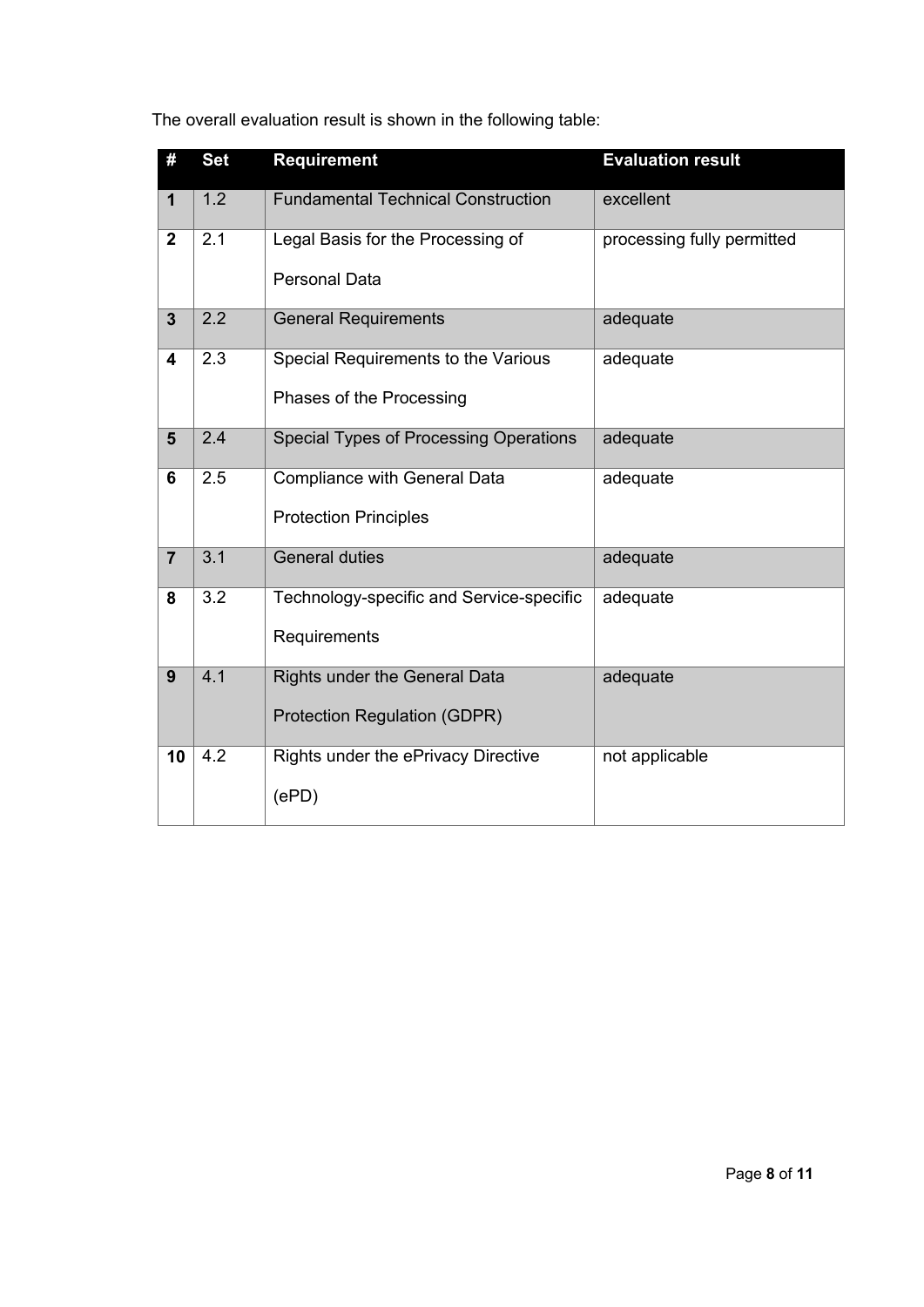The overall evaluation result is shown in the following table:

| # | Set | Requirement | Evaluation result |
| --- | --- | --- | --- |
| **1** | 1.2 | Fundamental Technical Construction | excellent |
| **2** | 2.1 | Legal Basis for the Processing of Personal Data | processing fully permitted |
| **3** | 2.2 | General Requirements | adequate |
| **4** | 2.3 | Special Requirements to the Various Phases of the Processing | adequate |
| **5** | 2.4 | Special Types of Processing Operations | adequate |
| **6** | 2.5 | Compliance with General Data Protection Principles | adequate |
| **7** | 3.1 | General duties | adequate |
| **8** | 3.2 | Technology-specific and Service-specific Requirements | adequate |
| **9** | 4.1 | Rights under the General Data Protection Regulation (GDPR) | adequate |
| **10** | 4.2 | Rights under the ePrivacy Directive (ePD) | not applicable |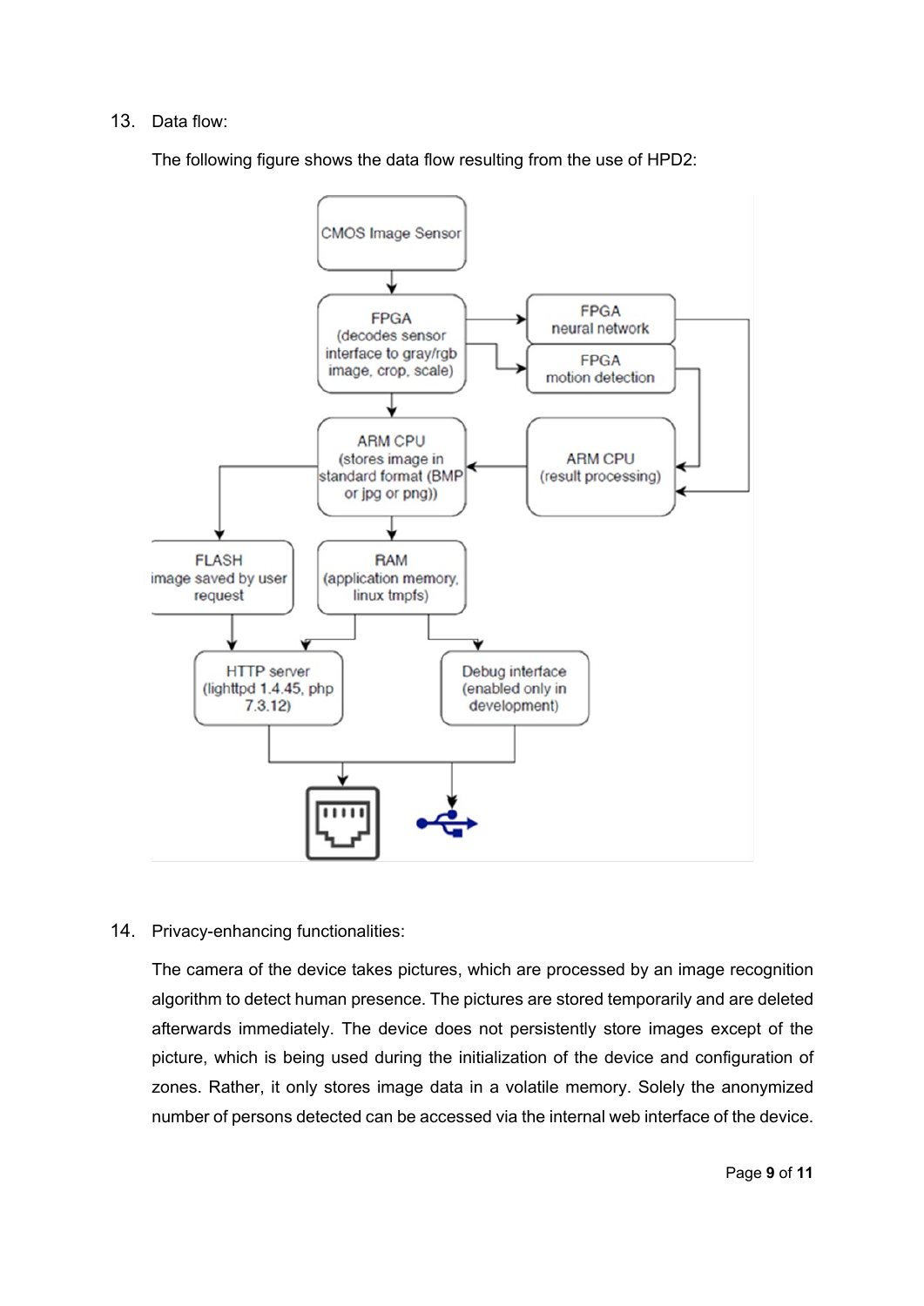13. Data flow:

The following figure shows the data flow resulting from the use of HPD2:

CMOS Image Sensor

FPGA (decodes sensor interface to gray/rgb image, crop, scale)

FPGA neural network

FPGA motion detection

ARM CPU (stores image in standard format (BMP or jpg or png))

ARM CPU (result processing)

FLASH image saved by user request

RAM (application memory, linux tmpfs)

HTTP server (lighttpd 1.4.45, php 7.3.12)

Debug interface (enabled only in development)

14. Privacy-enhancing functionalities:

The camera of the device takes pictures, which are processed by an image recognition algorithm to detect human presence. The pictures are stored temporarily and are deleted afterwards immediately. The device does not persistently store images except of the picture, which is being used during the initialization of the device and configuration of zones. Rather, it only stores image data in a volatile memory. Solely the anonymized number of persons detected can be accessed via the internal web interface of the device.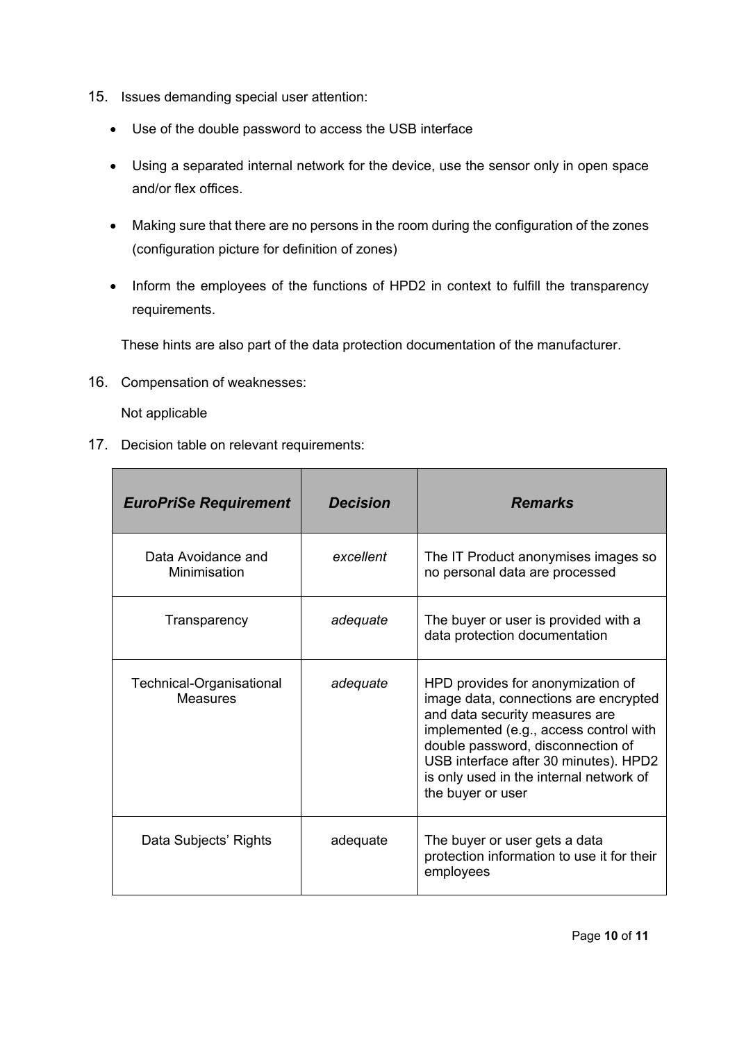15. Issues demanding special user attention:

    - Use of the double password to access the USB interface
    - Using a separated internal network for the device, use the sensor only in open space and/or flex offices.
    - Making sure that there are no persons in the room during the configuration of the zones (configuration picture for definition of zones)
    - Inform the employees of the functions of HPD2 in context to fulfill the transparency requirements.

    These hints are also part of the data protection documentation of the manufacturer.

16. Compensation of weaknesses:

    Not applicable

17. Decision table on relevant requirements:

| ***EuroPriSe Requirement*** | ***Decision*** | ***Remarks*** |
|---|---|---|
| Data Avoidance and Minimisation | *excellent* | The IT Product anonymises images so no personal data are processed |
| Transparency | *adequate* | The buyer or user is provided with a data protection documentation |
| Technical-Organisational Measures | *adequate* | HPD provides for anonymization of image data, connections are encrypted and data security measures are implemented (e.g., access control with double password, disconnection of USB interface after 30 minutes). HPD2 is only used in the internal network of the buyer or user |
| Data Subjects' Rights | adequate | The buyer or user gets a data protection information to use it for their employees |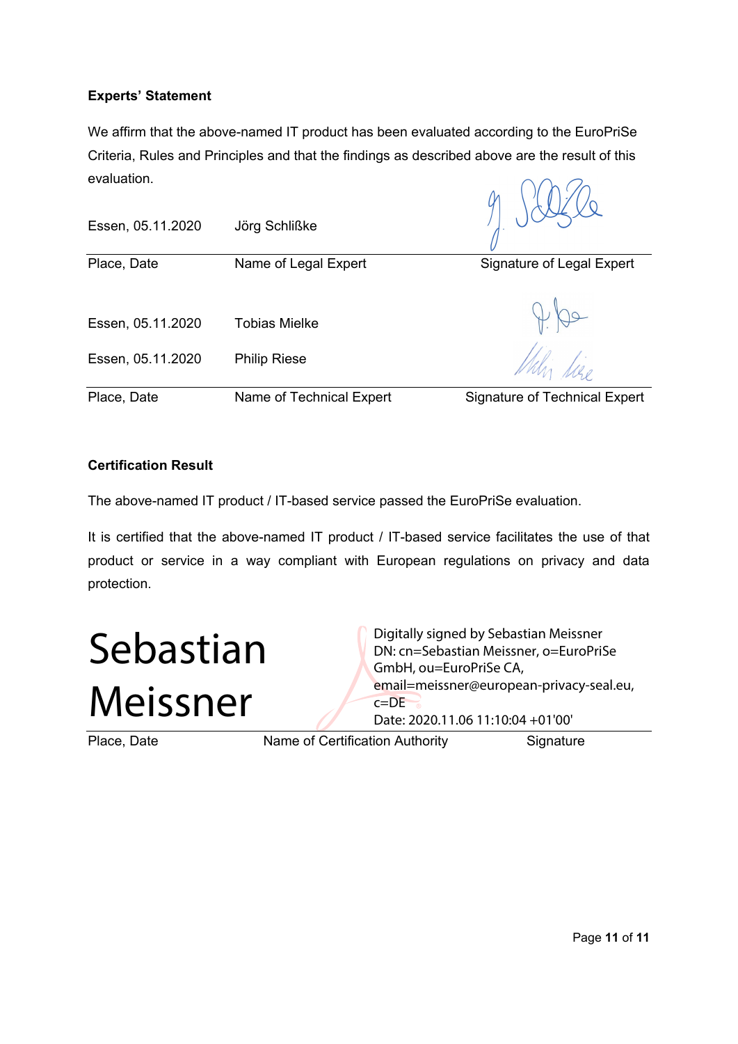**Experts' Statement**

We affirm that the above-named IT product has been evaluated according to the EuroPriSe Criteria, Rules and Principles and that the findings as described above are the result of this evaluation.

| | | |
|---|---|---|
| Essen, 05.11.2020 | Jörg Schlißke | |
| Place, Date | Name of Legal Expert | Signature of Legal Expert |

| | | |
|---|---|---|
| Essen, 05.11.2020 | Tobias Mielke | |
| Essen, 05.11.2020 | Philip Riese | |
| Place, Date | Name of Technical Expert | Signature of Technical Expert |

**Certification Result**

The above-named IT product / IT-based service passed the EuroPriSe evaluation.

It is certified that the above-named IT product / IT-based service facilitates the use of that product or service in a way compliant with European regulations on privacy and data protection.

Sebastian Meissner

Digitally signed by Sebastian Meissner
DN: cn=Sebastian Meissner, o=EuroPriSe GmbH, ou=EuroPriSe CA, email=meissner@european-privacy-seal.eu, c=DE
Date: 2020.11.06 11:10:04 +01'00'

| | | |
|---|---|---|
| Place, Date | Name of Certification Authority | Signature |